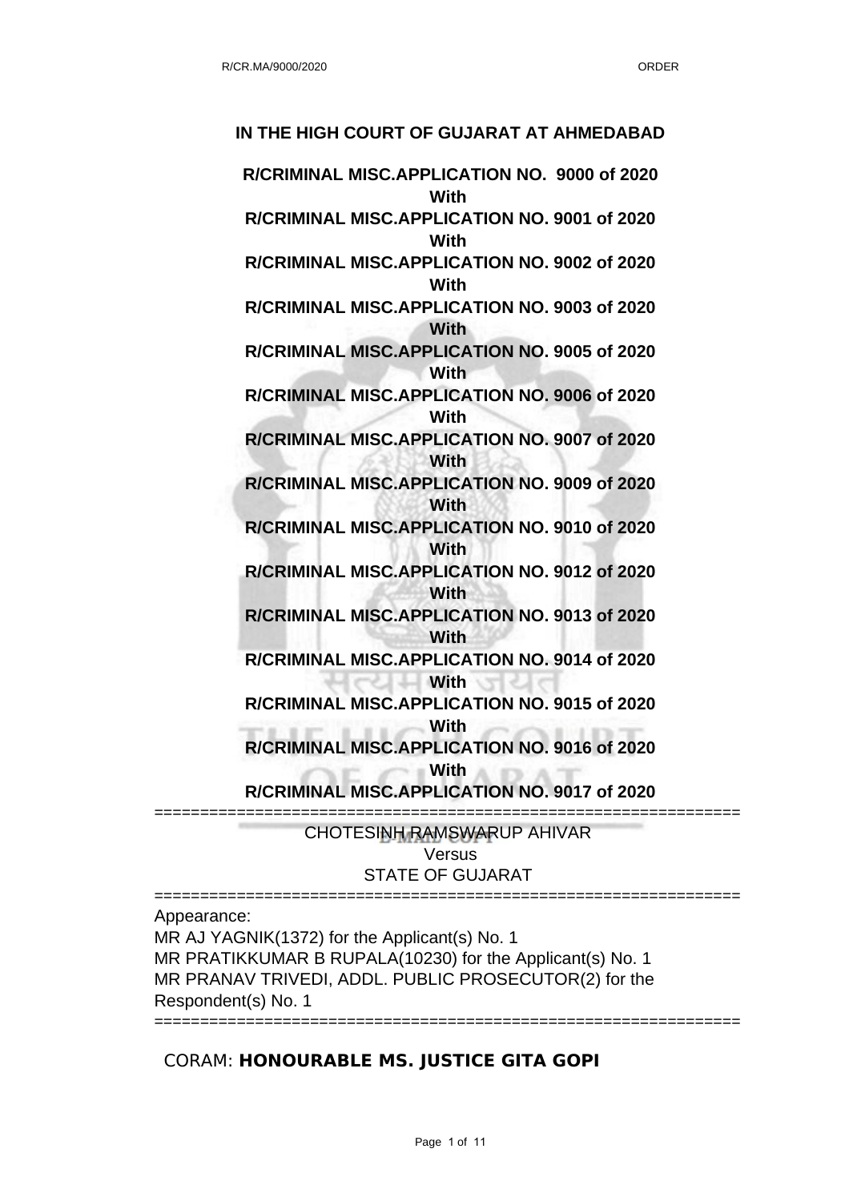**IN THE HIGH COURT OF GUJARAT AT AHMEDABAD**

**R/CRIMINAL MISC.APPLICATION NO. 9000 of 2020**
**With**
**R/CRIMINAL MISC.APPLICATION NO. 9001 of 2020**
**With**
**R/CRIMINAL MISC.APPLICATION NO. 9002 of 2020**
**With**
**R/CRIMINAL MISC.APPLICATION NO. 9003 of 2020**
**With**
**R/CRIMINAL MISC.APPLICATION NO. 9005 of 2020**
**With**
**R/CRIMINAL MISC.APPLICATION NO. 9006 of 2020**
**With**
**R/CRIMINAL MISC.APPLICATION NO. 9007 of 2020**
**With**
**R/CRIMINAL MISC.APPLICATION NO. 9009 of 2020**
**With**
**R/CRIMINAL MISC.APPLICATION NO. 9010 of 2020**
**With**
**R/CRIMINAL MISC.APPLICATION NO. 9012 of 2020**
**With**
**R/CRIMINAL MISC.APPLICATION NO. 9013 of 2020**
**With**
**R/CRIMINAL MISC.APPLICATION NO. 9014 of 2020**
**With**
**R/CRIMINAL MISC.APPLICATION NO. 9015 of 2020**
**With**
**R/CRIMINAL MISC.APPLICATION NO. 9016 of 2020**
**With**
**R/CRIMINAL MISC.APPLICATION NO. 9017 of 2020**

==========================================================

CHOTESINH RAMSWARUP AHIVAR
Versus
STATE OF GUJARAT

==========================================================

Appearance:
MR AJ YAGNIK(1372) for the Applicant(s) No. 1
MR PRATIKKUMAR B RUPALA(10230) for the Applicant(s) No. 1
MR PRANAV TRIVEDI, ADDL. PUBLIC PROSECUTOR(2) for the Respondent(s) No. 1

==========================================================

CORAM: **HONOURABLE MS. JUSTICE GITA GOPI**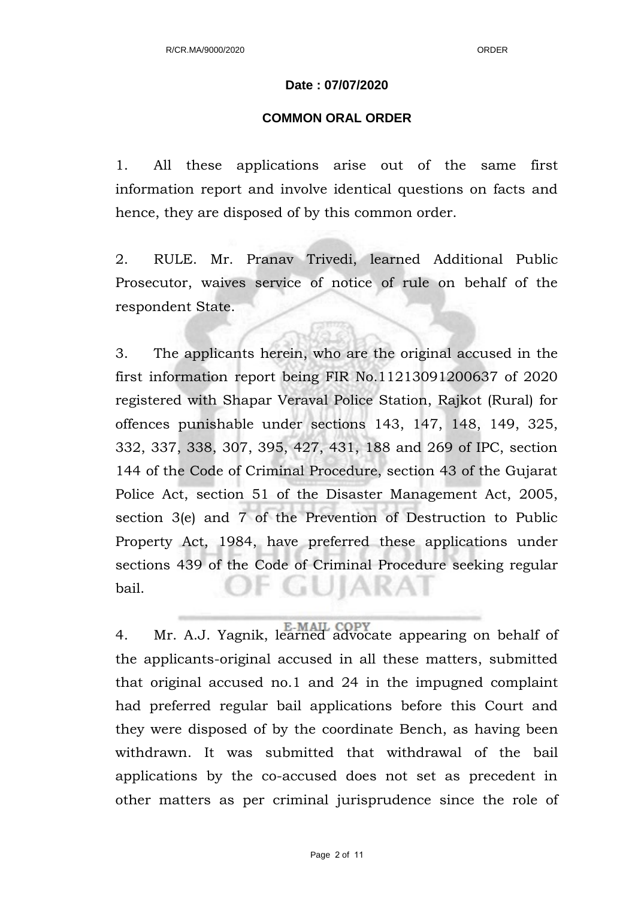**Date : 07/07/2020**

**COMMON ORAL ORDER**

1. All these applications arise out of the same first information report and involve identical questions on facts and hence, they are disposed of by this common order.

2. RULE. Mr. Pranav Trivedi, learned Additional Public Prosecutor, waives service of notice of rule on behalf of the respondent State.

3. The applicants herein, who are the original accused in the first information report being FIR No.11213091200637 of 2020 registered with Shapar Veraval Police Station, Rajkot (Rural) for offences punishable under sections 143, 147, 148, 149, 325, 332, 337, 338, 307, 395, 427, 431, 188 and 269 of IPC, section 144 of the Code of Criminal Procedure, section 43 of the Gujarat Police Act, section 51 of the Disaster Management Act, 2005, section 3(e) and 7 of the Prevention of Destruction to Public Property Act, 1984, have preferred these applications under sections 439 of the Code of Criminal Procedure seeking regular bail.

4. Mr. A.J. Yagnik, learned advocate appearing on behalf of the applicants-original accused in all these matters, submitted that original accused no.1 and 24 in the impugned complaint had preferred regular bail applications before this Court and they were disposed of by the coordinate Bench, as having been withdrawn. It was submitted that withdrawal of the bail applications by the co-accused does not set as precedent in other matters as per criminal jurisprudence since the role of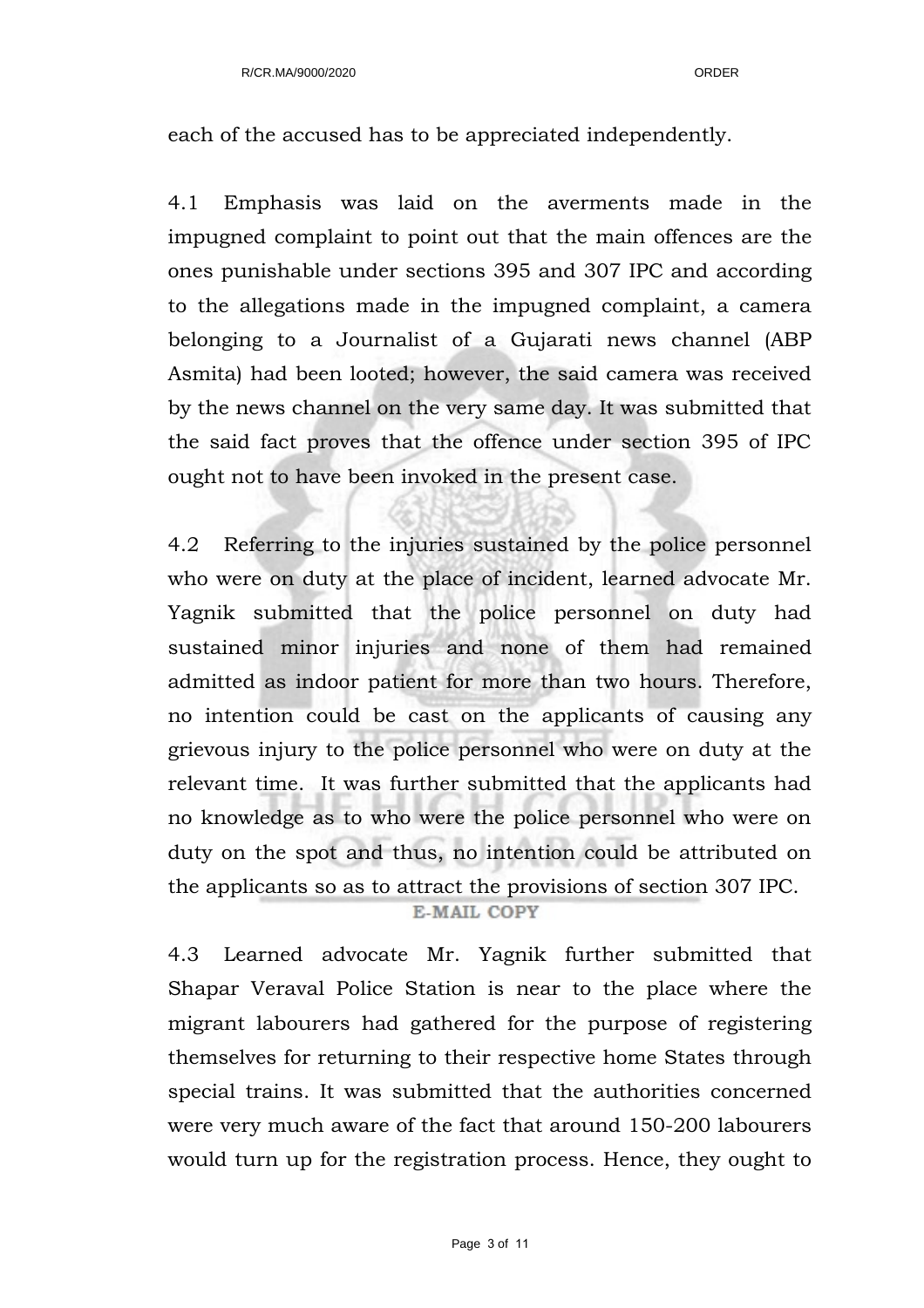each of the accused has to be appreciated independently.

4.1 Emphasis was laid on the averments made in the impugned complaint to point out that the main offences are the ones punishable under sections 395 and 307 IPC and according to the allegations made in the impugned complaint, a camera belonging to a Journalist of a Gujarati news channel (ABP Asmita) had been looted; however, the said camera was received by the news channel on the very same day. It was submitted that the said fact proves that the offence under section 395 of IPC ought not to have been invoked in the present case.

4.2 Referring to the injuries sustained by the police personnel who were on duty at the place of incident, learned advocate Mr. Yagnik submitted that the police personnel on duty had sustained minor injuries and none of them had remained admitted as indoor patient for more than two hours. Therefore, no intention could be cast on the applicants of causing any grievous injury to the police personnel who were on duty at the relevant time. It was further submitted that the applicants had no knowledge as to who were the police personnel who were on duty on the spot and thus, no intention could be attributed on the applicants so as to attract the provisions of section 307 IPC.

4.3 Learned advocate Mr. Yagnik further submitted that Shapar Veraval Police Station is near to the place where the migrant labourers had gathered for the purpose of registering themselves for returning to their respective home States through special trains. It was submitted that the authorities concerned were very much aware of the fact that around 150-200 labourers would turn up for the registration process. Hence, they ought to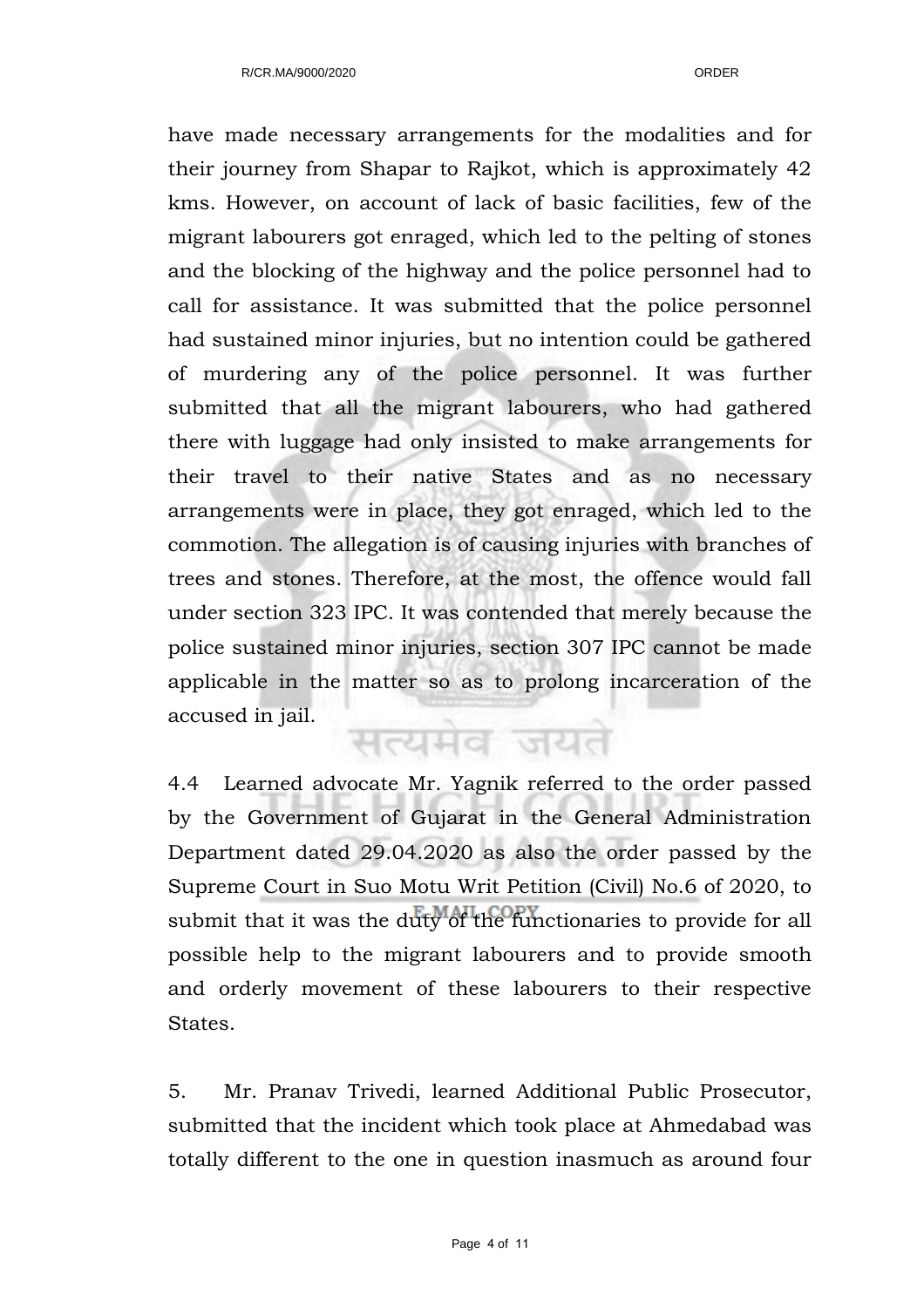have made necessary arrangements for the modalities and for their journey from Shapar to Rajkot, which is approximately 42 kms. However, on account of lack of basic facilities, few of the migrant labourers got enraged, which led to the pelting of stones and the blocking of the highway and the police personnel had to call for assistance. It was submitted that the police personnel had sustained minor injuries, but no intention could be gathered of murdering any of the police personnel. It was further submitted that all the migrant labourers, who had gathered there with luggage had only insisted to make arrangements for their travel to their native States and as no necessary arrangements were in place, they got enraged, which led to the commotion. The allegation is of causing injuries with branches of trees and stones. Therefore, at the most, the offence would fall under section 323 IPC. It was contended that merely because the police sustained minor injuries, section 307 IPC cannot be made applicable in the matter so as to prolong incarceration of the accused in jail.

4.4 Learned advocate Mr. Yagnik referred to the order passed by the Government of Gujarat in the General Administration Department dated 29.04.2020 as also the order passed by the Supreme Court in Suo Motu Writ Petition (Civil) No.6 of 2020, to submit that it was the duty of the functionaries to provide for all possible help to the migrant labourers and to provide smooth and orderly movement of these labourers to their respective States.

5. Mr. Pranav Trivedi, learned Additional Public Prosecutor, submitted that the incident which took place at Ahmedabad was totally different to the one in question inasmuch as around four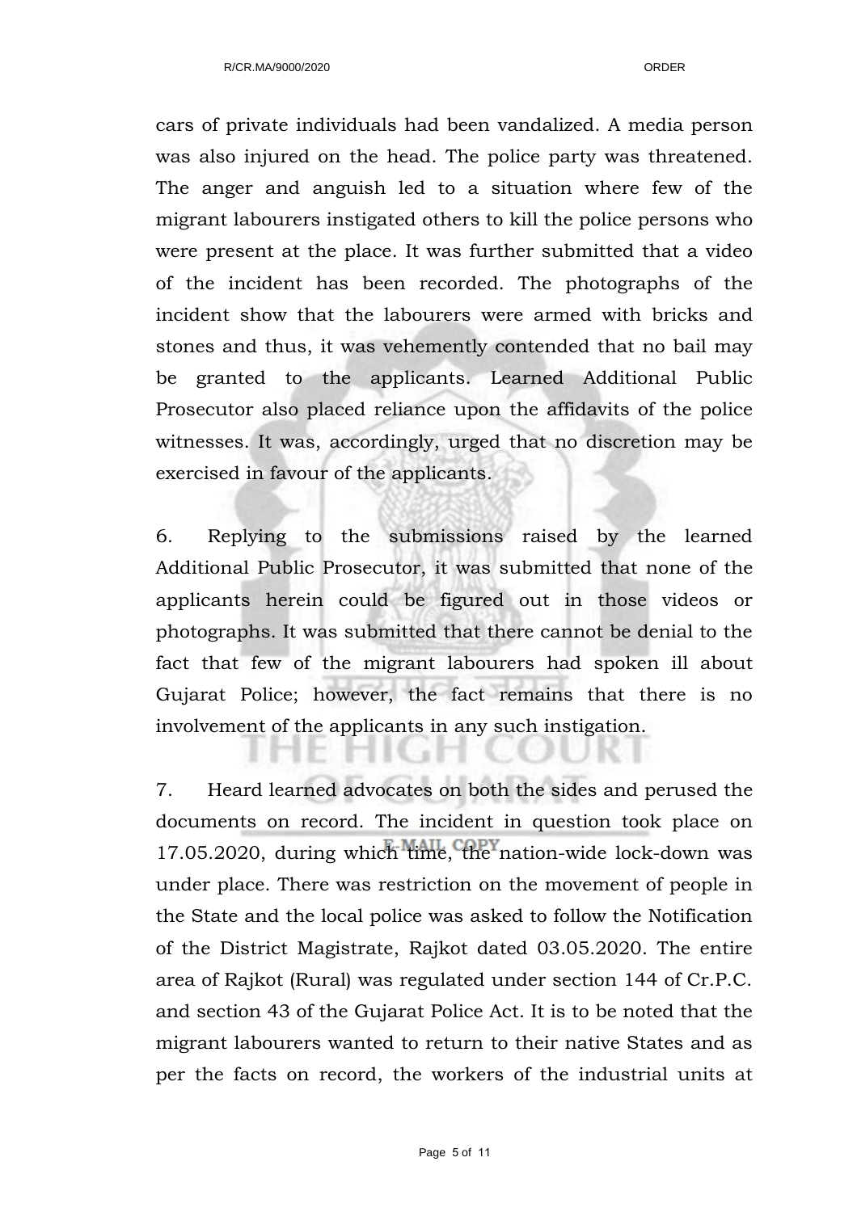cars of private individuals had been vandalized. A media person was also injured on the head. The police party was threatened. The anger and anguish led to a situation where few of the migrant labourers instigated others to kill the police persons who were present at the place. It was further submitted that a video of the incident has been recorded. The photographs of the incident show that the labourers were armed with bricks and stones and thus, it was vehemently contended that no bail may be granted to the applicants. Learned Additional Public Prosecutor also placed reliance upon the affidavits of the police witnesses. It was, accordingly, urged that no discretion may be exercised in favour of the applicants.

6. Replying to the submissions raised by the learned Additional Public Prosecutor, it was submitted that none of the applicants herein could be figured out in those videos or photographs. It was submitted that there cannot be denial to the fact that few of the migrant labourers had spoken ill about Gujarat Police; however, the fact remains that there is no involvement of the applicants in any such instigation.

7. Heard learned advocates on both the sides and perused the documents on record. The incident in question took place on 17.05.2020, during which time, the nation-wide lock-down was under place. There was restriction on the movement of people in the State and the local police was asked to follow the Notification of the District Magistrate, Rajkot dated 03.05.2020. The entire area of Rajkot (Rural) was regulated under section 144 of Cr.P.C. and section 43 of the Gujarat Police Act. It is to be noted that the migrant labourers wanted to return to their native States and as per the facts on record, the workers of the industrial units at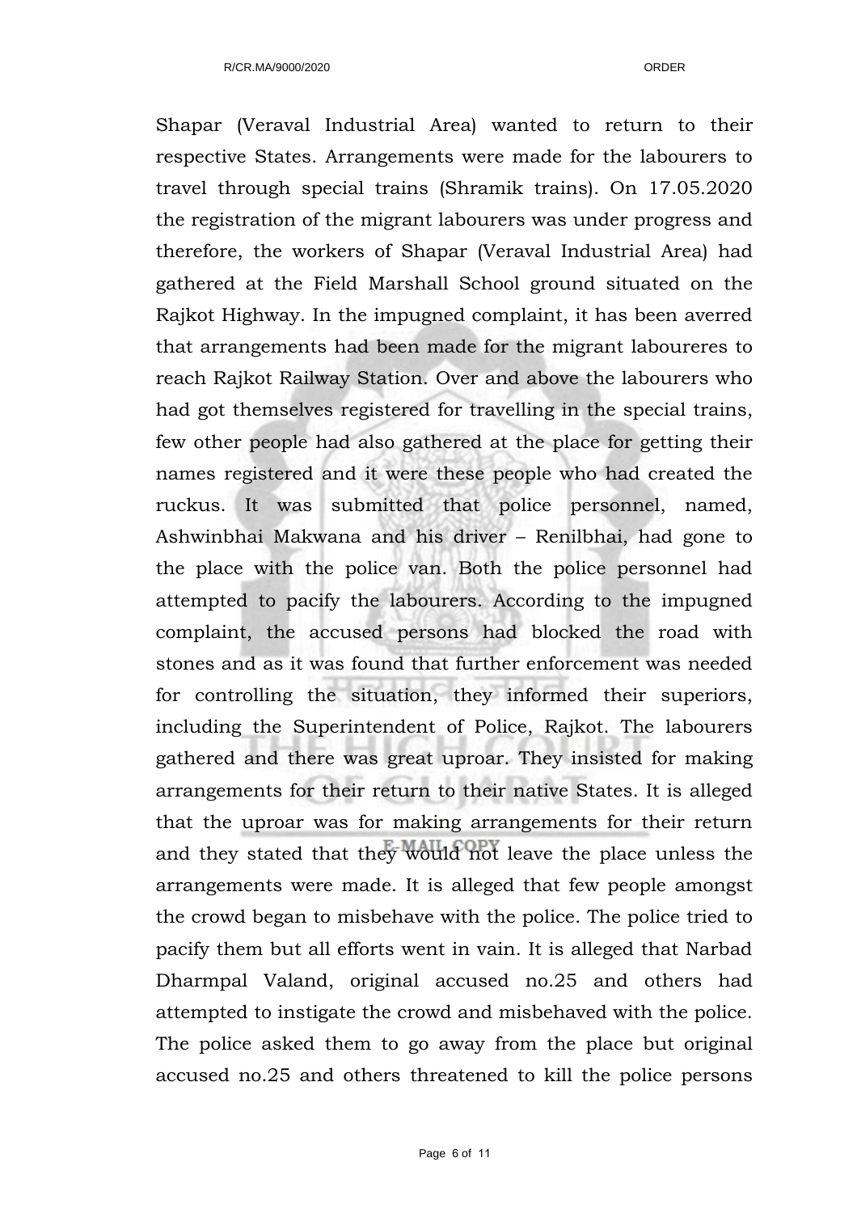Shapar (Veraval Industrial Area) wanted to return to their respective States. Arrangements were made for the labourers to travel through special trains (Shramik trains). On 17.05.2020 the registration of the migrant labourers was under progress and therefore, the workers of Shapar (Veraval Industrial Area) had gathered at the Field Marshall School ground situated on the Rajkot Highway. In the impugned complaint, it has been averred that arrangements had been made for the migrant laboureres to reach Rajkot Railway Station. Over and above the labourers who had got themselves registered for travelling in the special trains, few other people had also gathered at the place for getting their names registered and it were these people who had created the ruckus. It was submitted that police personnel, named, Ashwinbhai Makwana and his driver – Renilbhai, had gone to the place with the police van. Both the police personnel had attempted to pacify the labourers. According to the impugned complaint, the accused persons had blocked the road with stones and as it was found that further enforcement was needed for controlling the situation, they informed their superiors, including the Superintendent of Police, Rajkot. The labourers gathered and there was great uproar. They insisted for making arrangements for their return to their native States. It is alleged that the uproar was for making arrangements for their return and they stated that they would not leave the place unless the arrangements were made. It is alleged that few people amongst the crowd began to misbehave with the police. The police tried to pacify them but all efforts went in vain. It is alleged that Narbad Dharmpal Valand, original accused no.25 and others had attempted to instigate the crowd and misbehaved with the police. The police asked them to go away from the place but original accused no.25 and others threatened to kill the police persons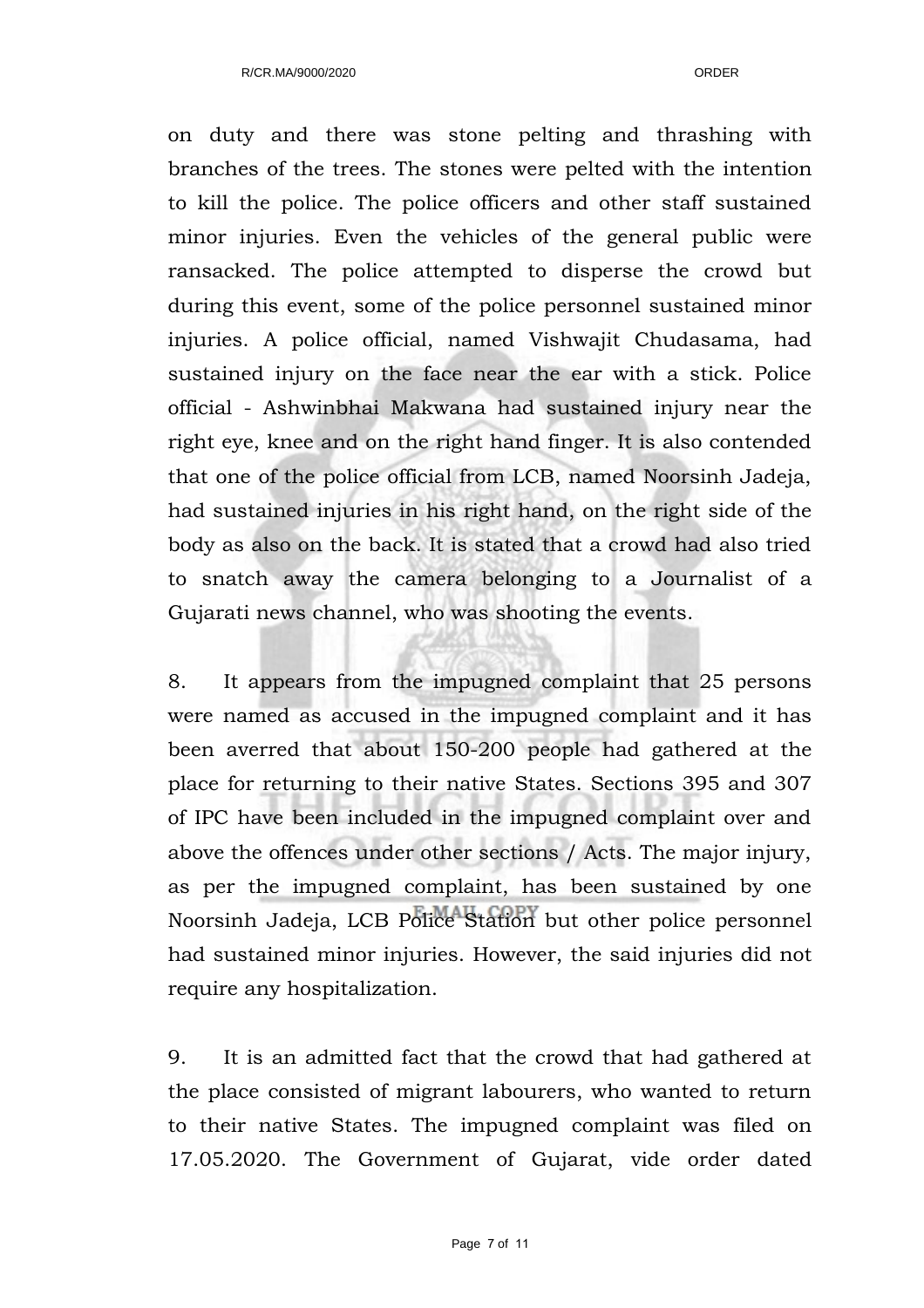on duty and there was stone pelting and thrashing with branches of the trees. The stones were pelted with the intention to kill the police. The police officers and other staff sustained minor injuries. Even the vehicles of the general public were ransacked. The police attempted to disperse the crowd but during this event, some of the police personnel sustained minor injuries. A police official, named Vishwajit Chudasama, had sustained injury on the face near the ear with a stick. Police official - Ashwinbhai Makwana had sustained injury near the right eye, knee and on the right hand finger. It is also contended that one of the police official from LCB, named Noorsinh Jadeja, had sustained injuries in his right hand, on the right side of the body as also on the back. It is stated that a crowd had also tried to snatch away the camera belonging to a Journalist of a Gujarati news channel, who was shooting the events.

8. It appears from the impugned complaint that 25 persons were named as accused in the impugned complaint and it has been averred that about 150-200 people had gathered at the place for returning to their native States. Sections 395 and 307 of IPC have been included in the impugned complaint over and above the offences under other sections / Acts. The major injury, as per the impugned complaint, has been sustained by one Noorsinh Jadeja, LCB Police Station but other police personnel had sustained minor injuries. However, the said injuries did not require any hospitalization.

9. It is an admitted fact that the crowd that had gathered at the place consisted of migrant labourers, who wanted to return to their native States. The impugned complaint was filed on 17.05.2020. The Government of Gujarat, vide order dated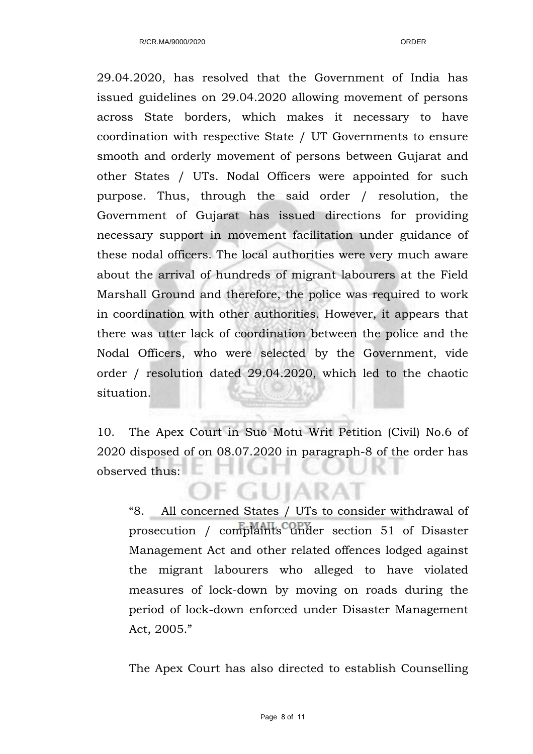29.04.2020, has resolved that the Government of India has issued guidelines on 29.04.2020 allowing movement of persons across State borders, which makes it necessary to have coordination with respective State / UT Governments to ensure smooth and orderly movement of persons between Gujarat and other States / UTs. Nodal Officers were appointed for such purpose. Thus, through the said order / resolution, the Government of Gujarat has issued directions for providing necessary support in movement facilitation under guidance of these nodal officers. The local authorities were very much aware about the arrival of hundreds of migrant labourers at the Field Marshall Ground and therefore, the police was required to work in coordination with other authorities. However, it appears that there was utter lack of coordination between the police and the Nodal Officers, who were selected by the Government, vide order / resolution dated 29.04.2020, which led to the chaotic situation.

10. The Apex Court in Suo Motu Writ Petition (Civil) No.6 of 2020 disposed of on 08.07.2020 in paragraph-8 of the order has observed thus:

> "8. All concerned States / UTs to consider withdrawal of prosecution / complaints under section 51 of Disaster Management Act and other related offences lodged against the migrant labourers who alleged to have violated measures of lock-down by moving on roads during the period of lock-down enforced under Disaster Management Act, 2005."

The Apex Court has also directed to establish Counselling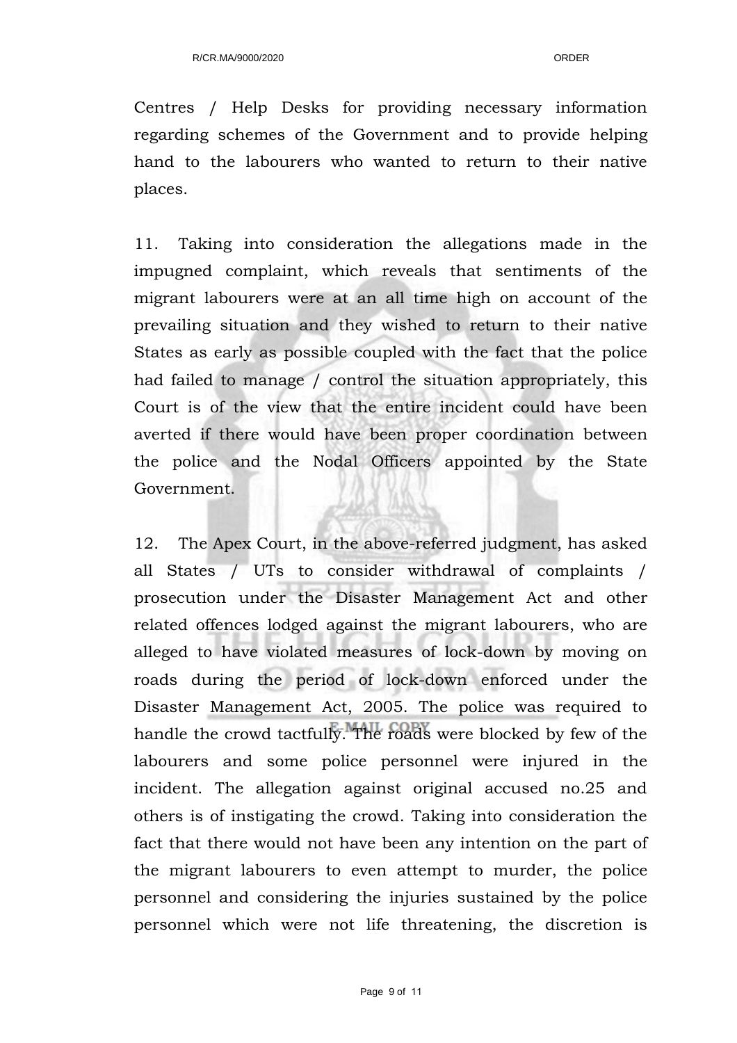Centres / Help Desks for providing necessary information regarding schemes of the Government and to provide helping hand to the labourers who wanted to return to their native places.

11. Taking into consideration the allegations made in the impugned complaint, which reveals that sentiments of the migrant labourers were at an all time high on account of the prevailing situation and they wished to return to their native States as early as possible coupled with the fact that the police had failed to manage / control the situation appropriately, this Court is of the view that the entire incident could have been averted if there would have been proper coordination between the police and the Nodal Officers appointed by the State Government.

12. The Apex Court, in the above-referred judgment, has asked all States / UTs to consider withdrawal of complaints / prosecution under the Disaster Management Act and other related offences lodged against the migrant labourers, who are alleged to have violated measures of lock-down by moving on roads during the period of lock-down enforced under the Disaster Management Act, 2005. The police was required to handle the crowd tactfully. The roads were blocked by few of the labourers and some police personnel were injured in the incident. The allegation against original accused no.25 and others is of instigating the crowd. Taking into consideration the fact that there would not have been any intention on the part of the migrant labourers to even attempt to murder, the police personnel and considering the injuries sustained by the police personnel which were not life threatening, the discretion is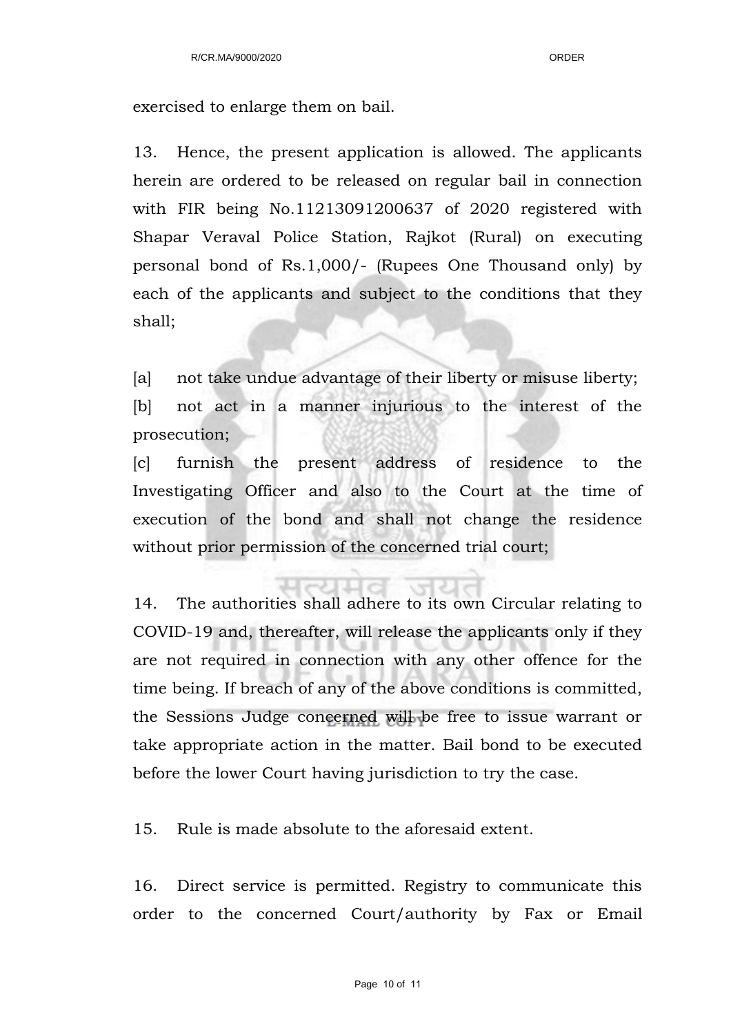exercised to enlarge them on bail.

13. Hence, the present application is allowed. The applicants herein are ordered to be released on regular bail in connection with FIR being No.11213091200637 of 2020 registered with Shapar Veraval Police Station, Rajkot (Rural) on executing personal bond of Rs.1,000/- (Rupees One Thousand only) by each of the applicants and subject to the conditions that they shall;

[a] not take undue advantage of their liberty or misuse liberty;

[b] not act in a manner injurious to the interest of the prosecution;

[c] furnish the present address of residence to the Investigating Officer and also to the Court at the time of execution of the bond and shall not change the residence without prior permission of the concerned trial court;

14. The authorities shall adhere to its own Circular relating to COVID-19 and, thereafter, will release the applicants only if they are not required in connection with any other offence for the time being. If breach of any of the above conditions is committed, the Sessions Judge concerned will be free to issue warrant or take appropriate action in the matter. Bail bond to be executed before the lower Court having jurisdiction to try the case.

15. Rule is made absolute to the aforesaid extent.

16. Direct service is permitted. Registry to communicate this order to the concerned Court/authority by Fax or Email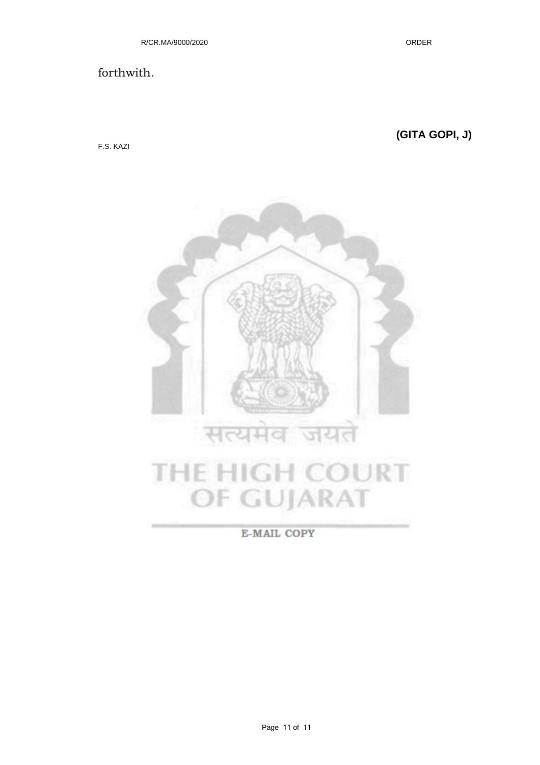forthwith.

**(GITA GOPI, J)**

F.S. KAZI